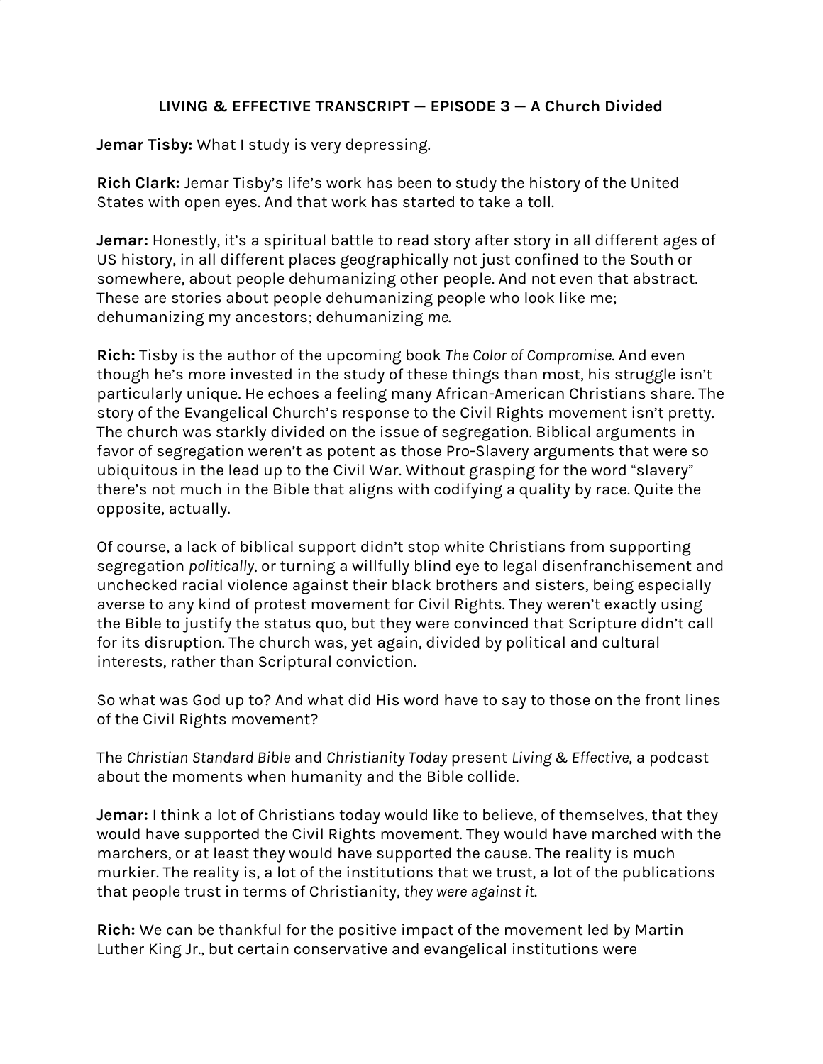# LIVING & EFFECTIVE TRANSCRIPT — EPISODE 3 — A Church Divided

**Jemar Tisby:** What I study is very depressing.

**Rich Clark:** Jemar Tisby's life's work has been to study the history of the United States with open eyes. And that work has started to take a toll.

**Jemar:** Honestly, it's a spiritual battle to read story after story in all different ages of US history, in all different places geographically not just confined to the South or somewhere, about people dehumanizing other people. And not even that abstract. These are stories about people dehumanizing people who look like me; dehumanizing my ancestors; dehumanizing *me*.

**Rich:** Tisby is the author of the upcoming book *The Color of Compromise*. And even though he's more invested in the study of these things than most, his struggle isn't particularly unique. He echoes a feeling many African-American Christians share. The story of the Evangelical Church's response to the Civil Rights movement isn't pretty. The church was starkly divided on the issue of segregation. Biblical arguments in favor of segregation weren't as potent as those Pro-Slavery arguments that were so ubiquitous in the lead up to the Civil War. Without grasping for the word "slavery" there's not much in the Bible that aligns with codifying a quality by race. Quite the opposite, actually.

Of course, a lack of biblical support didn't stop white Christians from supporting segregation *politically*, or turning a willfully blind eye to legal disenfranchisement and unchecked racial violence against their black brothers and sisters, being especially averse to any kind of protest movement for Civil Rights. They weren't exactly using the Bible to justify the status quo, but they were convinced that Scripture didn't call for its disruption. The church was, yet again, divided by political and cultural interests, rather than Scriptural conviction.

So what was God up to? And what did His word have to say to those on the front lines of the Civil Rights movement?

The *Christian Standard Bible* and *Christianity Today* present *Living & Effective*, a podcast about the moments when humanity and the Bible collide.

**Jemar:** I think a lot of Christians today would like to believe, of themselves, that they would have supported the Civil Rights movement. They would have marched with the marchers, or at least they would have supported the cause. The reality is much murkier. The reality is, a lot of the institutions that we trust, a lot of the publications that people trust in terms of Christianity, *they were against it.*

**Rich:** We can be thankful for the positive impact of the movement led by Martin Luther King Jr., but certain conservative and evangelical institutions were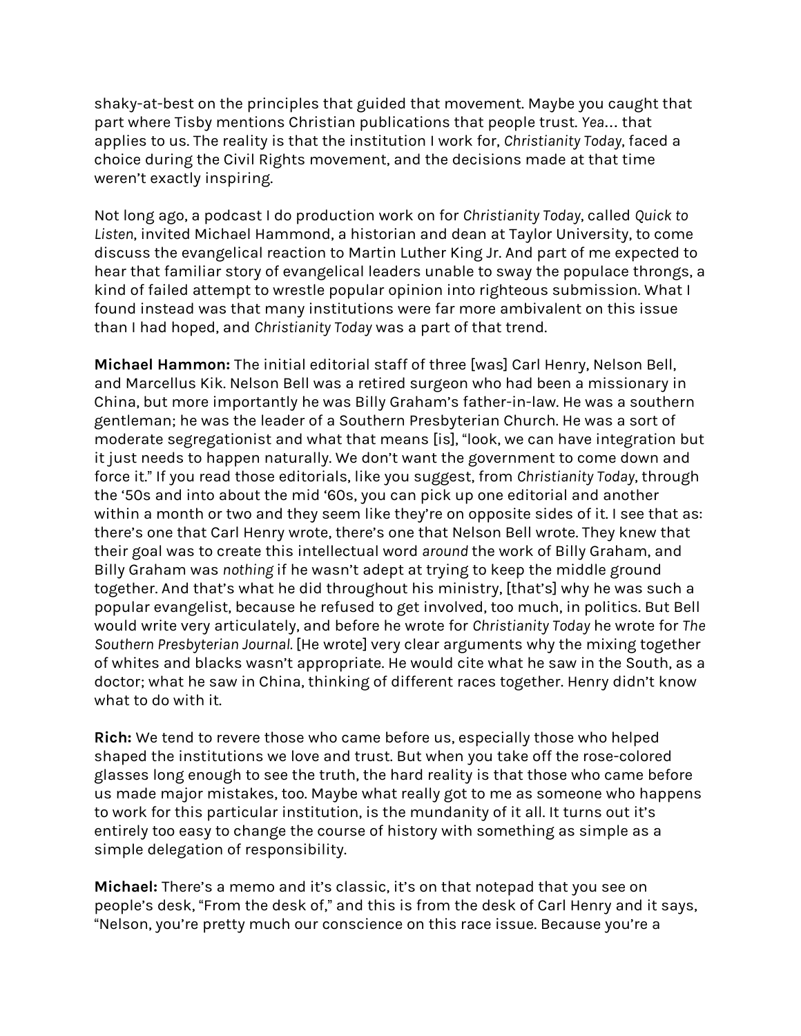shaky-at-best on the principles that guided that movement. Maybe you caught that part where Tisby mentions Christian publications that people trust. *Yea*… that applies to us. The reality is that the institution I work for, *Christianity Today*, faced a choice during the Civil Rights movement, and the decisions made at that time weren't exactly inspiring.

Not long ago, a podcast I do production work on for *Christianity Today*, called *Quick to Listen*, invited Michael Hammond, a historian and dean at Taylor University, to come discuss the evangelical reaction to Martin Luther King Jr. And part of me expected to hear that familiar story of evangelical leaders unable to sway the populace throngs, a kind of failed attempt to wrestle popular opinion into righteous submission. What I found instead was that many institutions were far more ambivalent on this issue than I had hoped, and *Christianity Today* was a part of that trend.

**Michael Hammon:** The initial editorial staff of three [was] Carl Henry, Nelson Bell, and Marcellus Kik. Nelson Bell was a retired surgeon who had been a missionary in China, but more importantly he was Billy Graham's father-in-law. He was a southern gentleman; he was the leader of a Southern Presbyterian Church. He was a sort of moderate segregationist and what that means [is], "look, we can have integration but it just needs to happen naturally. We don't want the government to come down and force it." If you read those editorials, like you suggest, from *Christianity Today*, through the '50s and into about the mid '60s, you can pick up one editorial and another within a month or two and they seem like they're on opposite sides of it. I see that as: there's one that Carl Henry wrote, there's one that Nelson Bell wrote. They knew that their goal was to create this intellectual word *around* the work of Billy Graham, and Billy Graham was *nothing* if he wasn't adept at trying to keep the middle ground together. And that's what he did throughout his ministry, [that's] why he was such a popular evangelist, because he refused to get involved, too much, in politics. But Bell would write very articulately, and before he wrote for *Christianity Today* he wrote for *The Southern Presbyterian Journal*. [He wrote] very clear arguments why the mixing together of whites and blacks wasn't appropriate. He would cite what he saw in the South, as a doctor; what he saw in China, thinking of different races together. Henry didn't know what to do with it.

**Rich:** We tend to revere those who came before us, especially those who helped shaped the institutions we love and trust. But when you take off the rose-colored glasses long enough to see the truth, the hard reality is that those who came before us made major mistakes, too. Maybe what really got to me as someone who happens to work for this particular institution, is the mundanity of it all. It turns out it's entirely too easy to change the course of history with something as simple as a simple delegation of responsibility.

**Michael:** There's a memo and it's classic, it's on that notepad that you see on people's desk, "From the desk of," and this is from the desk of Carl Henry and it says, "Nelson, you're pretty much our conscience on this race issue. Because you're a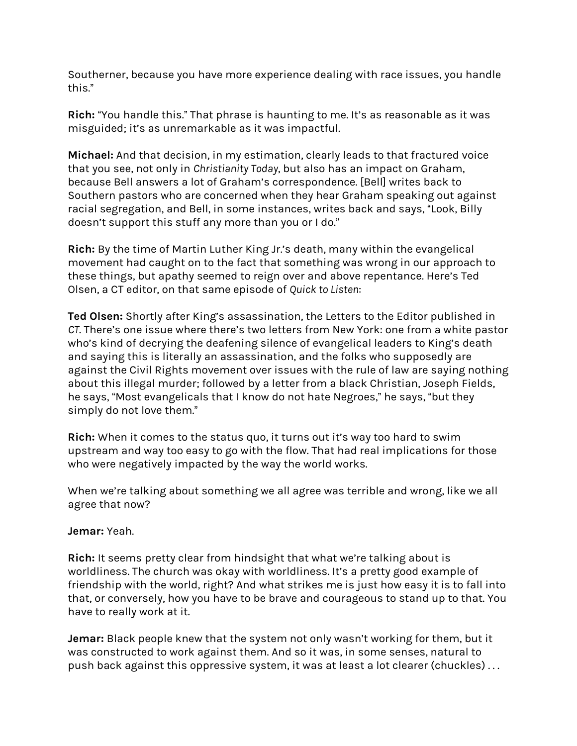Southerner, because you have more experience dealing with race issues, you handle this."

**Rich:** "You handle this." That phrase is haunting to me. It's as reasonable as it was misguided; it's as unremarkable as it was impactful.

**Michael:** And that decision, in my estimation, clearly leads to that fractured voice that you see, not only in *Christianity Today*, but also has an impact on Graham, because Bell answers a lot of Graham's correspondence. [Bell] writes back to Southern pastors who are concerned when they hear Graham speaking out against racial segregation, and Bell, in some instances, writes back and says, "Look, Billy doesn't support this stuff any more than you or I do."

**Rich:** By the time of Martin Luther King Jr.'s death, many within the evangelical movement had caught on to the fact that something was wrong in our approach to these things, but apathy seemed to reign over and above repentance. Here's Ted Olsen, a CT editor, on that same episode of *Quick to Listen*:

**Ted Olsen:** Shortly after King's assassination, the Letters to the Editor published in *CT*. There's one issue where there's two letters from New York: one from a white pastor who's kind of decrying the deafening silence of evangelical leaders to King's death and saying this is literally an assassination, and the folks who supposedly are against the Civil Rights movement over issues with the rule of law are saying nothing about this illegal murder; followed by a letter from a black Christian, Joseph Fields, he says, "Most evangelicals that I know do not hate Negroes," he says, "but they simply do not love them."

**Rich:** When it comes to the status quo, it turns out it's way too hard to swim upstream and way too easy to go with the flow. That had real implications for those who were negatively impacted by the way the world works.

When we're talking about something we all agree was terrible and wrong, like we all agree that now?

**Jemar:** Yeah.

**Rich:** It seems pretty clear from hindsight that what we're talking about is worldliness. The church was okay with worldliness. It's a pretty good example of friendship with the world, right? And what strikes me is just how easy it is to fall into that, or conversely, how you have to be brave and courageous to stand up to that. You have to really work at it.

**Jemar:** Black people knew that the system not only wasn't working for them, but it was constructed to work against them. And so it was, in some senses, natural to push back against this oppressive system, it was at least a lot clearer (chuckles) . . .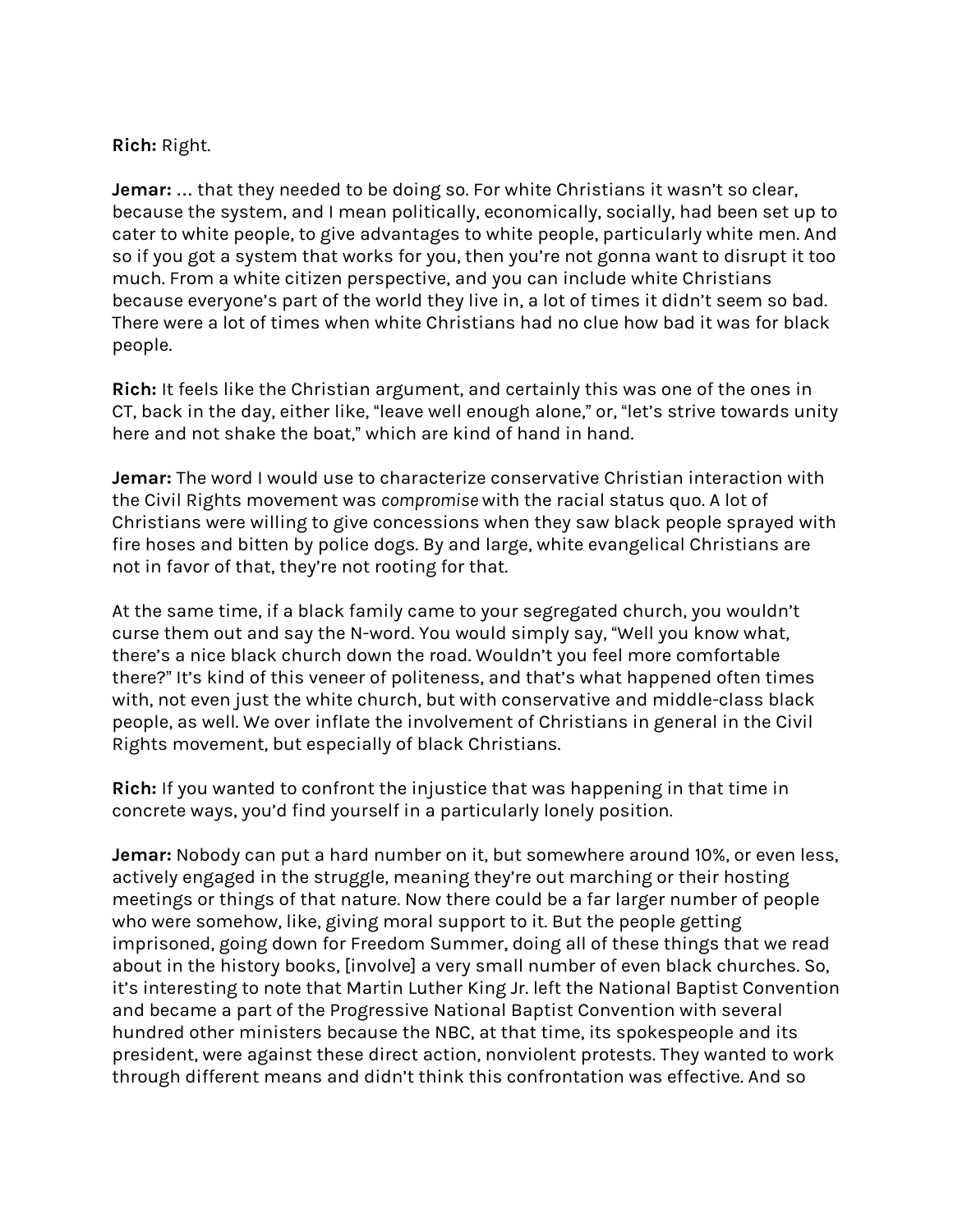**Rich:** Right.

**Jemar:** … that they needed to be doing so. For white Christians it wasn't so clear, because the system, and I mean politically, economically, socially, had been set up to cater to white people, to give advantages to white people, particularly white men. And so if you got a system that works for you, then you're not gonna want to disrupt it too much. From a white citizen perspective, and you can include white Christians because everyone's part of the world they live in, a lot of times it didn't seem so bad. There were a lot of times when white Christians had no clue how bad it was for black people.

**Rich:** It feels like the Christian argument, and certainly this was one of the ones in CT, back in the day, either like, "leave well enough alone," or, "let's strive towards unity here and not shake the boat," which are kind of hand in hand.

**Jemar:** The word I would use to characterize conservative Christian interaction with the Civil Rights movement was *compromise* with the racial status quo. A lot of Christians were willing to give concessions when they saw black people sprayed with fire hoses and bitten by police dogs. By and large, white evangelical Christians are not in favor of that, they're not rooting for that.

At the same time, if a black family came to your segregated church, you wouldn't curse them out and say the N-word. You would simply say, "Well you know what, there's a nice black church down the road. Wouldn't you feel more comfortable there?" It's kind of this veneer of politeness, and that's what happened often times with, not even just the white church, but with conservative and middle-class black people, as well. We over inflate the involvement of Christians in general in the Civil Rights movement, but especially of black Christians.

**Rich:** If you wanted to confront the injustice that was happening in that time in concrete ways, you'd find yourself in a particularly lonely position.

**Jemar:** Nobody can put a hard number on it, but somewhere around 10%, or even less, actively engaged in the struggle, meaning they're out marching or their hosting meetings or things of that nature. Now there could be a far larger number of people who were somehow, like, giving moral support to it. But the people getting imprisoned, going down for Freedom Summer, doing all of these things that we read about in the history books, [involve] a very small number of even black churches. So, it's interesting to note that Martin Luther King Jr. left the National Baptist Convention and became a part of the Progressive National Baptist Convention with several hundred other ministers because the NBC, at that time, its spokespeople and its president, were against these direct action, nonviolent protests. They wanted to work through different means and didn't think this confrontation was effective. And so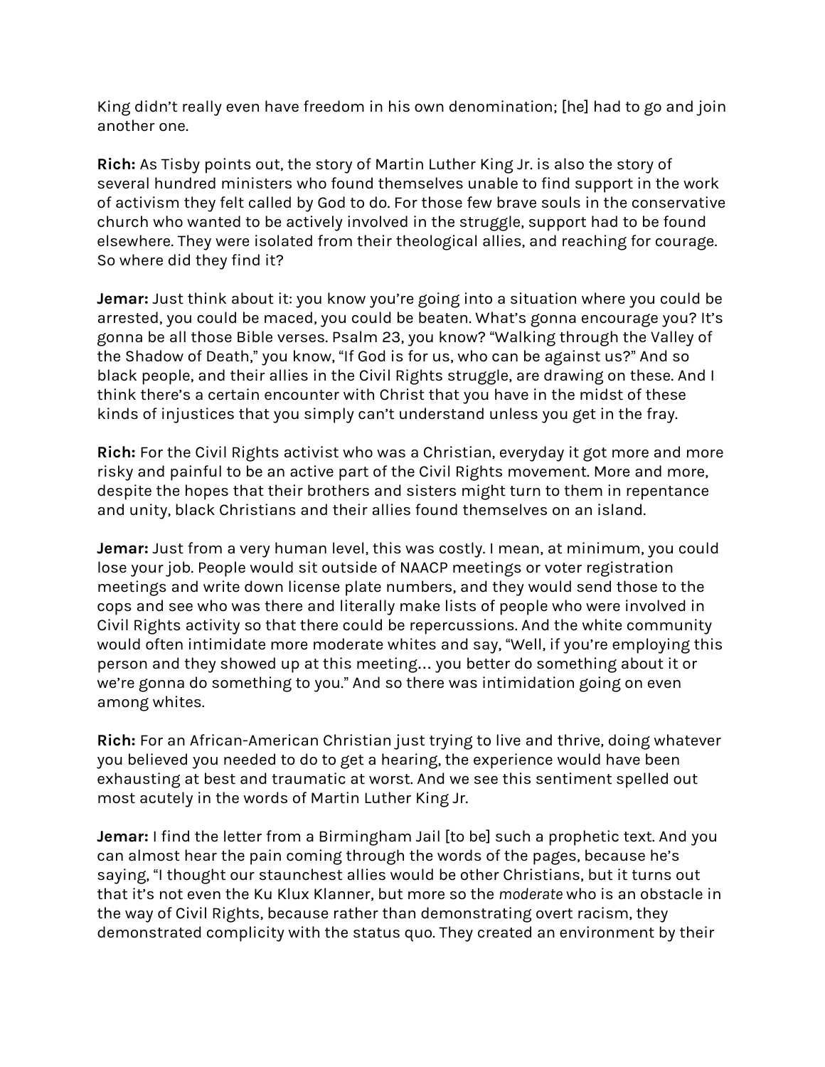King didn't really even have freedom in his own denomination; [he] had to go and join another one.

**Rich:** As Tisby points out, the story of Martin Luther King Jr. is also the story of several hundred ministers who found themselves unable to find support in the work of activism they felt called by God to do. For those few brave souls in the conservative church who wanted to be actively involved in the struggle, support had to be found elsewhere. They were isolated from their theological allies, and reaching for courage. So where did they find it?

**Jemar:** Just think about it: you know you're going into a situation where you could be arrested, you could be maced, you could be beaten. What's gonna encourage you? It's gonna be all those Bible verses. Psalm 23, you know? "Walking through the Valley of the Shadow of Death," you know, "If God is for us, who can be against us?" And so black people, and their allies in the Civil Rights struggle, are drawing on these. And I think there's a certain encounter with Christ that you have in the midst of these kinds of injustices that you simply can't understand unless you get in the fray.

**Rich:** For the Civil Rights activist who was a Christian, everyday it got more and more risky and painful to be an active part of the Civil Rights movement. More and more, despite the hopes that their brothers and sisters might turn to them in repentance and unity, black Christians and their allies found themselves on an island.

**Jemar:** Just from a very human level, this was costly. I mean, at minimum, you could lose your job. People would sit outside of NAACP meetings or voter registration meetings and write down license plate numbers, and they would send those to the cops and see who was there and literally make lists of people who were involved in Civil Rights activity so that there could be repercussions. And the white community would often intimidate more moderate whites and say, "Well, if you're employing this person and they showed up at this meeting… you better do something about it or we're gonna do something to you." And so there was intimidation going on even among whites.

**Rich:** For an African-American Christian just trying to live and thrive, doing whatever you believed you needed to do to get a hearing, the experience would have been exhausting at best and traumatic at worst. And we see this sentiment spelled out most acutely in the words of Martin Luther King Jr.

**Jemar:** I find the letter from a Birmingham Jail [to be] such a prophetic text. And you can almost hear the pain coming through the words of the pages, because he's saying, "I thought our staunchest allies would be other Christians, but it turns out that it's not even the Ku Klux Klanner, but more so the *moderate* who is an obstacle in the way of Civil Rights, because rather than demonstrating overt racism, they demonstrated complicity with the status quo. They created an environment by their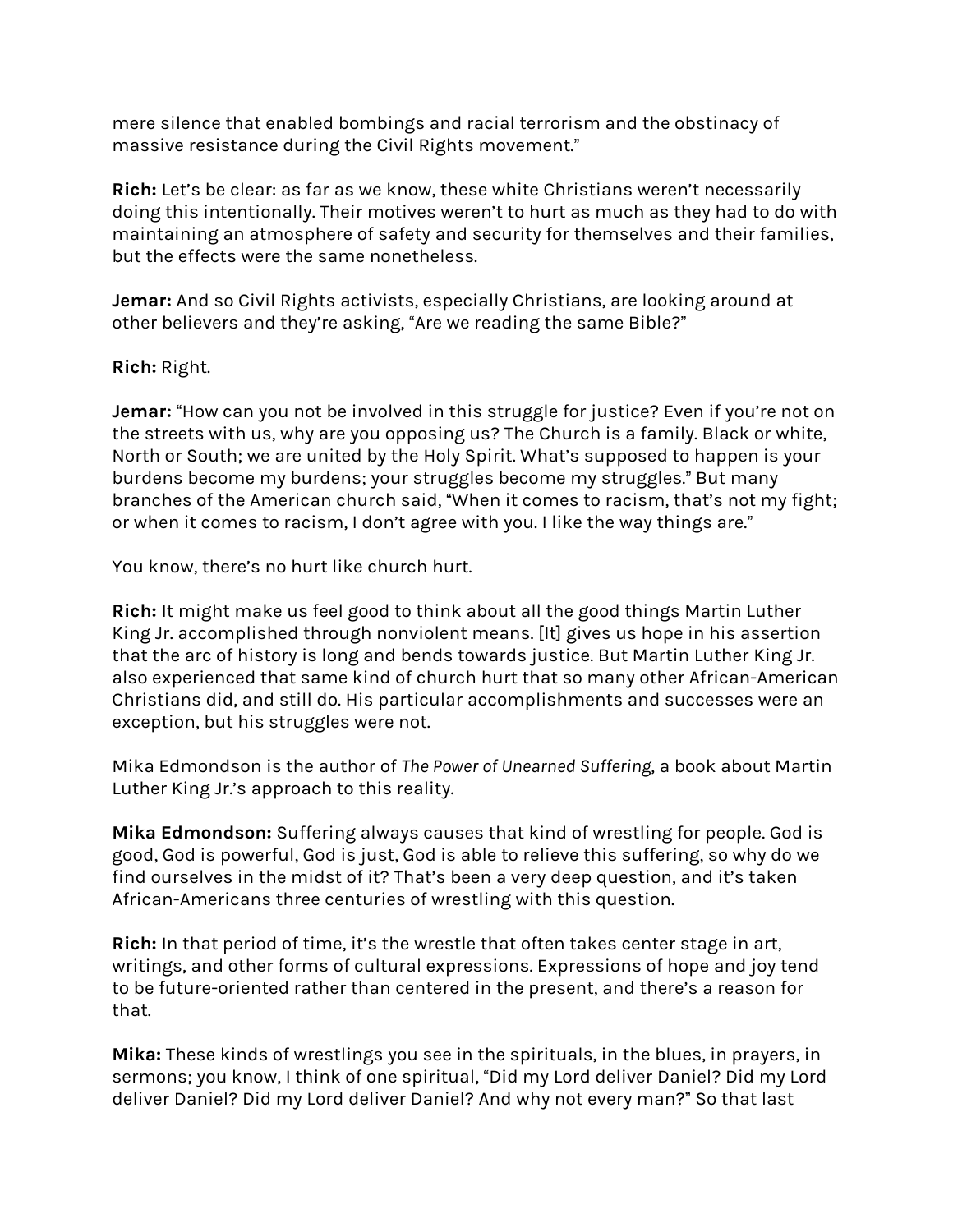mere silence that enabled bombings and racial terrorism and the obstinacy of massive resistance during the Civil Rights movement."

**Rich:** Let's be clear: as far as we know, these white Christians weren't necessarily doing this intentionally. Their motives weren't to hurt as much as they had to do with maintaining an atmosphere of safety and security for themselves and their families, but the effects were the same nonetheless.

**Jemar:** And so Civil Rights activists, especially Christians, are looking around at other believers and they're asking, "Are we reading the same Bible?"

**Rich:** Right.

**Jemar:** "How can you not be involved in this struggle for justice? Even if you're not on the streets with us, why are you opposing us? The Church is a family. Black or white, North or South; we are united by the Holy Spirit. What's supposed to happen is your burdens become my burdens; your struggles become my struggles." But many branches of the American church said, "When it comes to racism, that's not my fight; or when it comes to racism, I don't agree with you. I like the way things are."

You know, there's no hurt like church hurt.

**Rich:** It might make us feel good to think about all the good things Martin Luther King Jr. accomplished through nonviolent means. [It] gives us hope in his assertion that the arc of history is long and bends towards justice. But Martin Luther King Jr. also experienced that same kind of church hurt that so many other African-American Christians did, and still do. His particular accomplishments and successes were an exception, but his struggles were not.

Mika Edmondson is the author of *The Power of Unearned Suffering*, a book about Martin Luther King Jr.'s approach to this reality.

**Mika Edmondson:** Suffering always causes that kind of wrestling for people. God is good, God is powerful, God is just, God is able to relieve this suffering, so why do we find ourselves in the midst of it? That's been a very deep question, and it's taken African-Americans three centuries of wrestling with this question.

**Rich:** In that period of time, it's the wrestle that often takes center stage in art, writings, and other forms of cultural expressions. Expressions of hope and joy tend to be future-oriented rather than centered in the present, and there's a reason for that.

**Mika:** These kinds of wrestlings you see in the spirituals, in the blues, in prayers, in sermons; you know, I think of one spiritual, "Did my Lord deliver Daniel? Did my Lord deliver Daniel? Did my Lord deliver Daniel? And why not every man?" So that last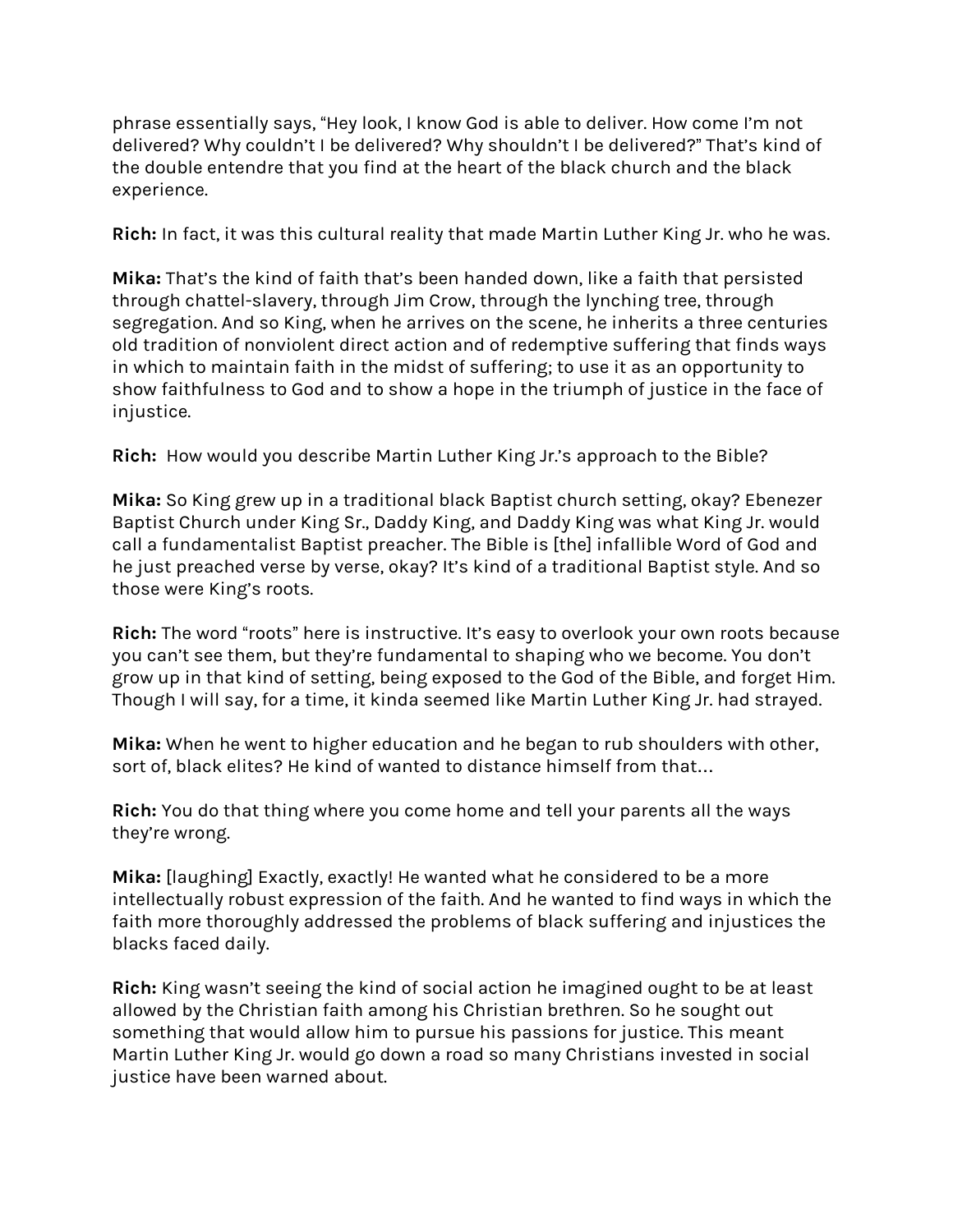phrase essentially says, "Hey look, I know God is able to deliver. How come I'm not delivered? Why couldn't I be delivered? Why shouldn't I be delivered?" That's kind of the double entendre that you find at the heart of the black church and the black experience.

**Rich:** In fact, it was this cultural reality that made Martin Luther King Jr. who he was.

**Mika:** That's the kind of faith that's been handed down, like a faith that persisted through chattel-slavery, through Jim Crow, through the lynching tree, through segregation. And so King, when he arrives on the scene, he inherits a three centuries old tradition of nonviolent direct action and of redemptive suffering that finds ways in which to maintain faith in the midst of suffering; to use it as an opportunity to show faithfulness to God and to show a hope in the triumph of justice in the face of injustice.

**Rich:** How would you describe Martin Luther King Jr.'s approach to the Bible?

**Mika:** So King grew up in a traditional black Baptist church setting, okay? Ebenezer Baptist Church under King Sr., Daddy King, and Daddy King was what King Jr. would call a fundamentalist Baptist preacher. The Bible is [the] infallible Word of God and he just preached verse by verse, okay? It's kind of a traditional Baptist style. And so those were King's roots.

**Rich:** The word "roots" here is instructive. It's easy to overlook your own roots because you can't see them, but they're fundamental to shaping who we become. You don't grow up in that kind of setting, being exposed to the God of the Bible, and forget Him. Though I will say, for a time, it kinda seemed like Martin Luther King Jr. had strayed.

**Mika:** When he went to higher education and he began to rub shoulders with other, sort of, black elites? He kind of wanted to distance himself from that…

**Rich:** You do that thing where you come home and tell your parents all the ways they're wrong.

**Mika:** [laughing] Exactly, exactly! He wanted what he considered to be a more intellectually robust expression of the faith. And he wanted to find ways in which the faith more thoroughly addressed the problems of black suffering and injustices the blacks faced daily.

**Rich:** King wasn't seeing the kind of social action he imagined ought to be at least allowed by the Christian faith among his Christian brethren. So he sought out something that would allow him to pursue his passions for justice. This meant Martin Luther King Jr. would go down a road so many Christians invested in social justice have been warned about.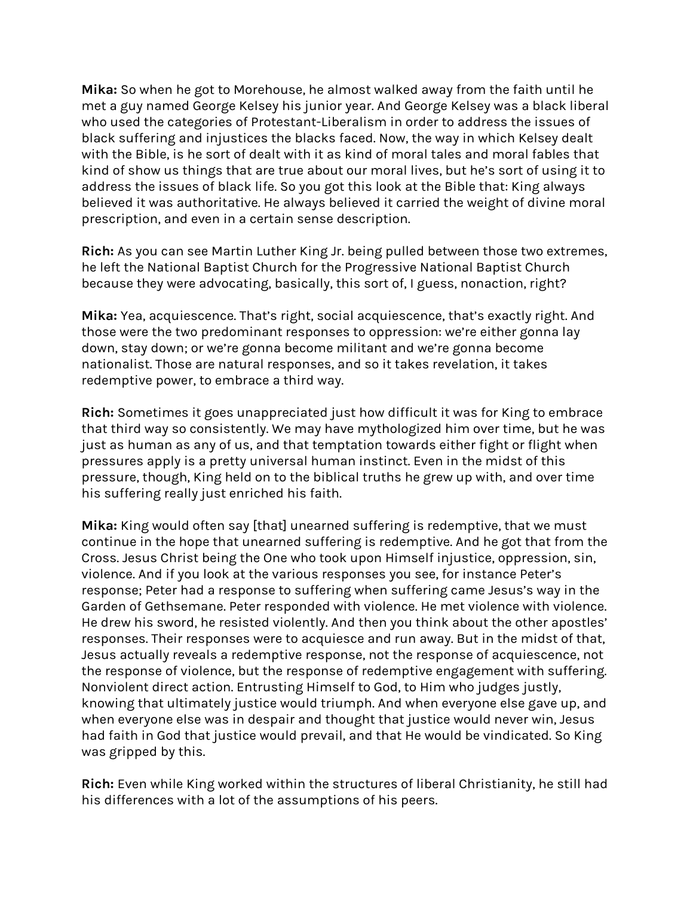**Mika:** So when he got to Morehouse, he almost walked away from the faith until he met a guy named George Kelsey his junior year. And George Kelsey was a black liberal who used the categories of Protestant-Liberalism in order to address the issues of black suffering and injustices the blacks faced. Now, the way in which Kelsey dealt with the Bible, is he sort of dealt with it as kind of moral tales and moral fables that kind of show us things that are true about our moral lives, but he's sort of using it to address the issues of black life. So you got this look at the Bible that: King always believed it was authoritative. He always believed it carried the weight of divine moral prescription, and even in a certain sense description.

**Rich:** As you can see Martin Luther King Jr. being pulled between those two extremes, he left the National Baptist Church for the Progressive National Baptist Church because they were advocating, basically, this sort of, I guess, nonaction, right?

**Mika:** Yea, acquiescence. That's right, social acquiescence, that's exactly right. And those were the two predominant responses to oppression: we're either gonna lay down, stay down; or we're gonna become militant and we're gonna become nationalist. Those are natural responses, and so it takes revelation, it takes redemptive power, to embrace a third way.

**Rich:** Sometimes it goes unappreciated just how difficult it was for King to embrace that third way so consistently. We may have mythologized him over time, but he was just as human as any of us, and that temptation towards either fight or flight when pressures apply is a pretty universal human instinct. Even in the midst of this pressure, though, King held on to the biblical truths he grew up with, and over time his suffering really just enriched his faith.

**Mika:** King would often say [that] unearned suffering is redemptive, that we must continue in the hope that unearned suffering is redemptive. And he got that from the Cross. Jesus Christ being the One who took upon Himself injustice, oppression, sin, violence. And if you look at the various responses you see, for instance Peter's response; Peter had a response to suffering when suffering came Jesus's way in the Garden of Gethsemane. Peter responded with violence. He met violence with violence. He drew his sword, he resisted violently. And then you think about the other apostles' responses. Their responses were to acquiesce and run away. But in the midst of that, Jesus actually reveals a redemptive response, not the response of acquiescence, not the response of violence, but the response of redemptive engagement with suffering. Nonviolent direct action. Entrusting Himself to God, to Him who judges justly, knowing that ultimately justice would triumph. And when everyone else gave up, and when everyone else was in despair and thought that justice would never win, Jesus had faith in God that justice would prevail, and that He would be vindicated. So King was gripped by this.

**Rich:** Even while King worked within the structures of liberal Christianity, he still had his differences with a lot of the assumptions of his peers.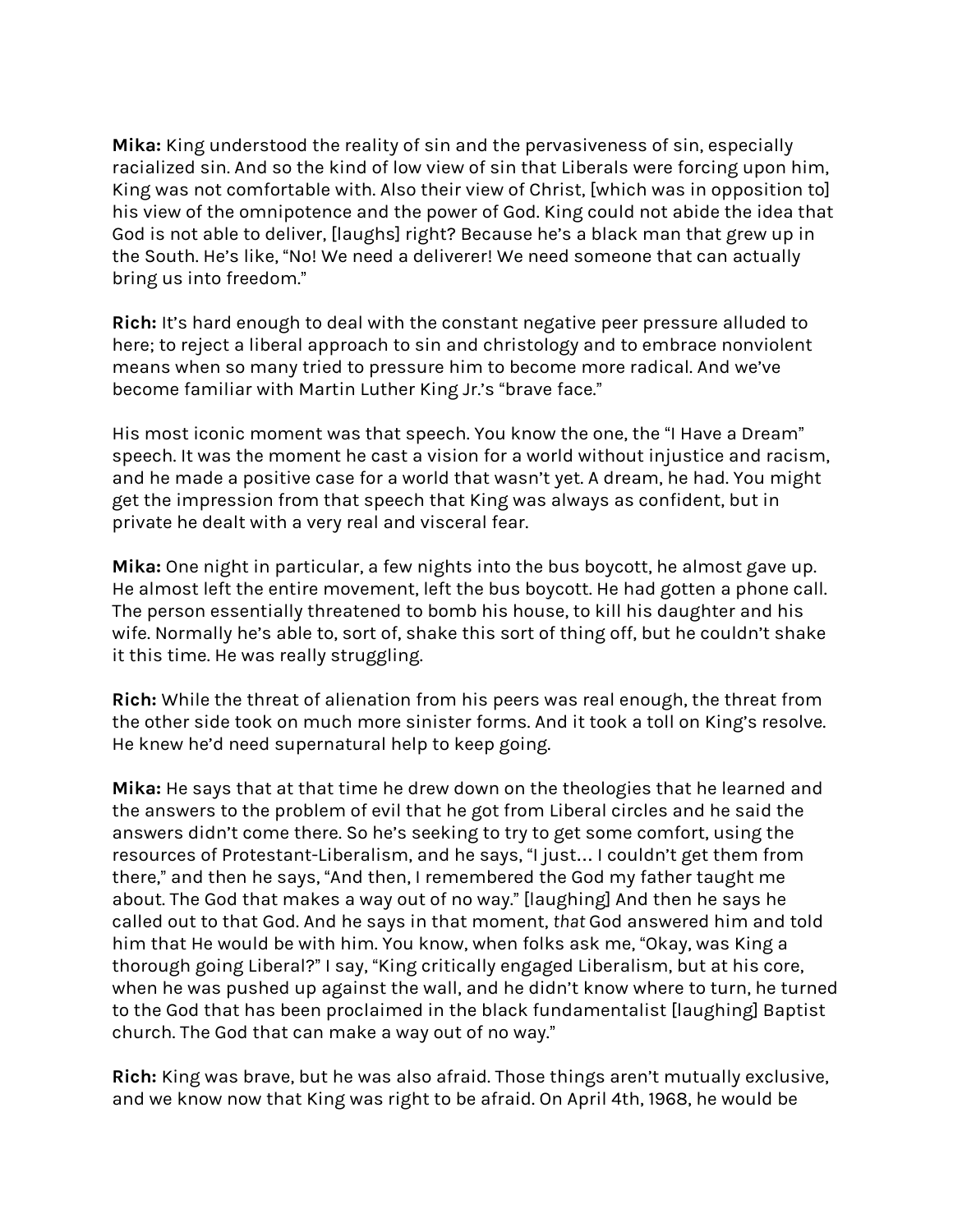**Mika:** King understood the reality of sin and the pervasiveness of sin, especially racialized sin. And so the kind of low view of sin that Liberals were forcing upon him, King was not comfortable with. Also their view of Christ, [which was in opposition to] his view of the omnipotence and the power of God. King could not abide the idea that God is not able to deliver, [laughs] right? Because he's a black man that grew up in the South. He's like, "No! We need a deliverer! We need someone that can actually bring us into freedom."

**Rich:** It's hard enough to deal with the constant negative peer pressure alluded to here; to reject a liberal approach to sin and christology and to embrace nonviolent means when so many tried to pressure him to become more radical. And we've become familiar with Martin Luther King Jr.'s "brave face."

His most iconic moment was that speech. You know the one, the "I Have a Dream" speech. It was the moment he cast a vision for a world without injustice and racism, and he made a positive case for a world that wasn't yet. A dream, he had. You might get the impression from that speech that King was always as confident, but in private he dealt with a very real and visceral fear.

**Mika:** One night in particular, a few nights into the bus boycott, he almost gave up. He almost left the entire movement, left the bus boycott. He had gotten a phone call. The person essentially threatened to bomb his house, to kill his daughter and his wife. Normally he's able to, sort of, shake this sort of thing off, but he couldn't shake it this time. He was really struggling.

**Rich:** While the threat of alienation from his peers was real enough, the threat from the other side took on much more sinister forms. And it took a toll on King's resolve. He knew he'd need supernatural help to keep going.

**Mika:** He says that at that time he drew down on the theologies that he learned and the answers to the problem of evil that he got from Liberal circles and he said the answers didn't come there. So he's seeking to try to get some comfort, using the resources of Protestant-Liberalism, and he says, "I just… I couldn't get them from there," and then he says, "And then, I remembered the God my father taught me about. The God that makes a way out of no way." [laughing] And then he says he called out to that God. And he says in that moment, *that* God answered him and told him that He would be with him. You know, when folks ask me, "Okay, was King a thorough going Liberal?" I say, "King critically engaged Liberalism, but at his core, when he was pushed up against the wall, and he didn't know where to turn, he turned to the God that has been proclaimed in the black fundamentalist [laughing] Baptist church. The God that can make a way out of no way."

**Rich:** King was brave, but he was also afraid. Those things aren't mutually exclusive, and we know now that King was right to be afraid. On April 4th, 1968, he would be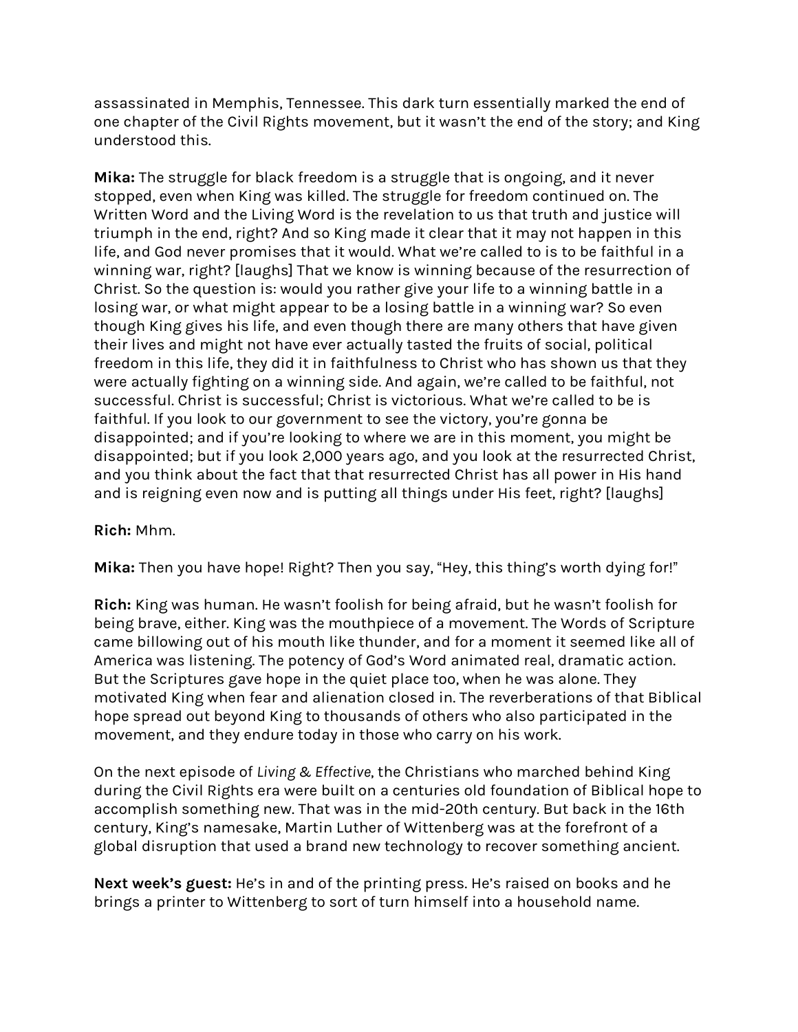assassinated in Memphis, Tennessee. This dark turn essentially marked the end of one chapter of the Civil Rights movement, but it wasn't the end of the story; and King understood this.

**Mika:** The struggle for black freedom is a struggle that is ongoing, and it never stopped, even when King was killed. The struggle for freedom continued on. The Written Word and the Living Word is the revelation to us that truth and justice will triumph in the end, right? And so King made it clear that it may not happen in this life, and God never promises that it would. What we're called to is to be faithful in a winning war, right? [laughs] That we know is winning because of the resurrection of Christ. So the question is: would you rather give your life to a winning battle in a losing war, or what might appear to be a losing battle in a winning war? So even though King gives his life, and even though there are many others that have given their lives and might not have ever actually tasted the fruits of social, political freedom in this life, they did it in faithfulness to Christ who has shown us that they were actually fighting on a winning side. And again, we're called to be faithful, not successful. Christ is successful; Christ is victorious. What we're called to be is faithful. If you look to our government to see the victory, you're gonna be disappointed; and if you're looking to where we are in this moment, you might be disappointed; but if you look 2,000 years ago, and you look at the resurrected Christ, and you think about the fact that that resurrected Christ has all power in His hand and is reigning even now and is putting all things under His feet, right? [laughs]

**Rich:** Mhm.

**Mika:** Then you have hope! Right? Then you say, "Hey, this thing's worth dying for!"

**Rich:** King was human. He wasn't foolish for being afraid, but he wasn't foolish for being brave, either. King was the mouthpiece of a movement. The Words of Scripture came billowing out of his mouth like thunder, and for a moment it seemed like all of America was listening. The potency of God's Word animated real, dramatic action. But the Scriptures gave hope in the quiet place too, when he was alone. They motivated King when fear and alienation closed in. The reverberations of that Biblical hope spread out beyond King to thousands of others who also participated in the movement, and they endure today in those who carry on his work.

On the next episode of *Living & Effective*, the Christians who marched behind King during the Civil Rights era were built on a centuries old foundation of Biblical hope to accomplish something new. That was in the mid-20th century. But back in the 16th century, King's namesake, Martin Luther of Wittenberg was at the forefront of a global disruption that used a brand new technology to recover something ancient.

**Next week's guest:** He's in and of the printing press. He's raised on books and he brings a printer to Wittenberg to sort of turn himself into a household name.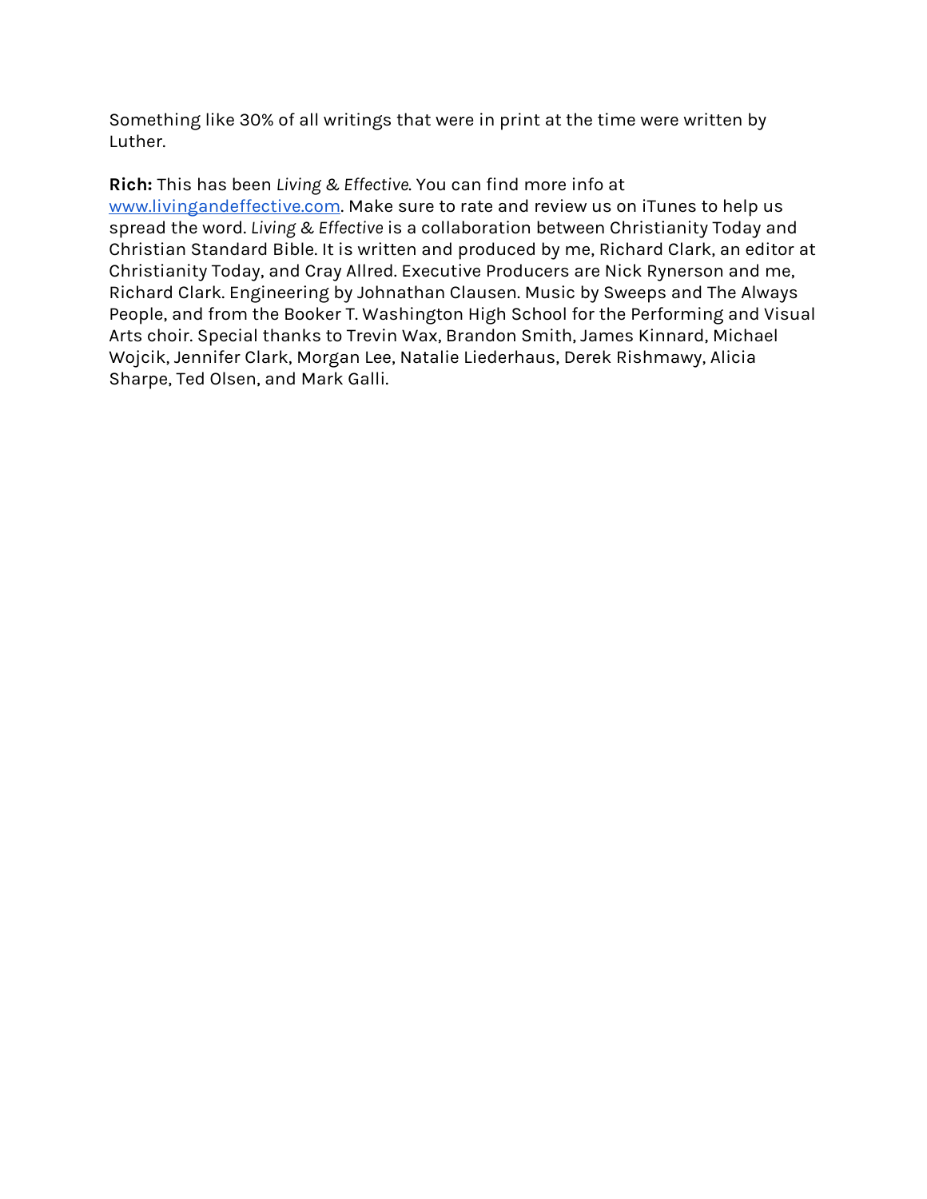Something like 30% of all writings that were in print at the time were written by Luther.

**Rich:** This has been *Living & Effective*. You can find more info at [www.livingandeffective.com](http://www.livingandeffective.com). Make sure to rate and review us on iTunes to help us spread the word. *Living & Effective* is a collaboration between Christianity Today and Christian Standard Bible. It is written and produced by me, Richard Clark, an editor at Christianity Today, and Cray Allred. Executive Producers are Nick Rynerson and me, Richard Clark. Engineering by Johnathan Clausen. Music by Sweeps and The Always People, and from the Booker T. Washington High School for the Performing and Visual Arts choir. Special thanks to Trevin Wax, Brandon Smith, James Kinnard, Michael Wojcik, Jennifer Clark, Morgan Lee, Natalie Liederhaus, Derek Rishmawy, Alicia Sharpe, Ted Olsen, and Mark Galli.